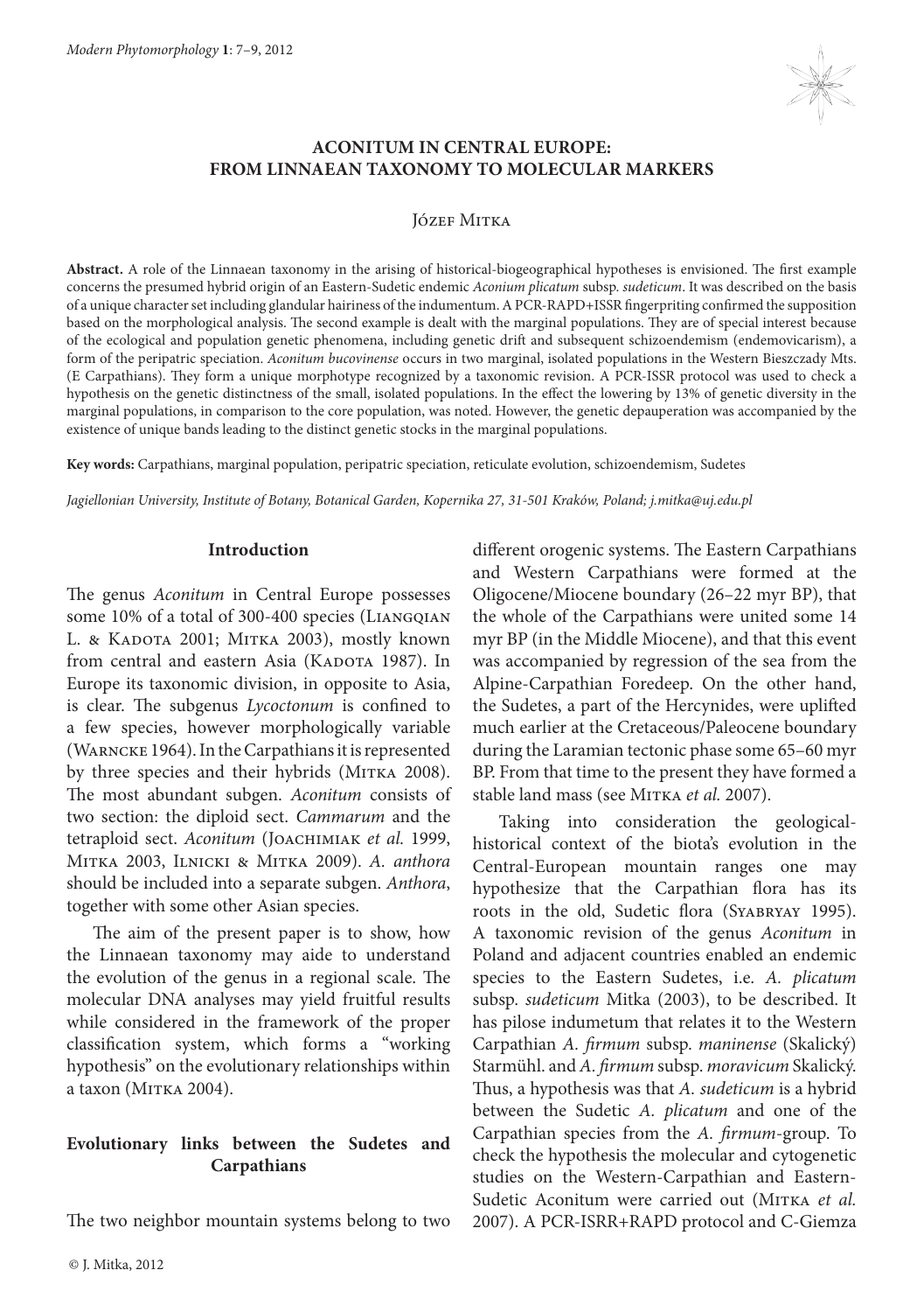# ACONITUM IN CENTRAL EUROPE: FROM LINNAEAN TAXONOMY TO MOLECULAR MARKERS

Józef Mitka

**Abstract.** A role of the Linnaean taxonomy in the arising of historical-biogeographical hypotheses is envisioned. The first example concerns the presumed hybrid origin of an Eastern-Sudetic endemic *Aconium plicatum* subsp. *sudeticum*. It was described on the basis of a unique character set including glandular hairiness of the indumentum. A PCR-RAPD+ISSR fingerpriting confirmed the supposition based on the morphological analysis. The second example is dealt with the marginal populations. They are of special interest because of the ecological and population genetic phenomena, including genetic drift and subsequent schizoendemism (endemovicarism), a form of the peripatric speciation. *Aconitum bucovinense* occurs in two marginal, isolated populations in the Western Bieszczady Mts. (E Carpathians). They form a unique morphotype recognized by a taxonomic revision. A PCR-ISSR protocol was used to check a hypothesis on the genetic distinctness of the small, isolated populations. In the effect the lowering by 13% of genetic diversity in the marginal populations, in comparison to the core population, was noted. However, the genetic depauperation was accompanied by the existence of unique bands leading to the distinct genetic stocks in the marginal populations.

**Key words:** Carpathians, marginal population, peripatric speciation, reticulate evolution, schizoendemism, Sudetes

*Jagiellonian University, Institute of Botany, Botanical Garden, Kopernika 27, 31-501 Kraków, Poland; j.mitka@uj.edu.pl*

## Introduction

The genus *Aconitum* in Central Europe possesses some 10% of a total of 300-400 species (Liangqian L. & Kadota 2001; Mitka 2003), mostly known from central and eastern Asia (Kadota 1987). In Europe its taxonomic division, in opposite to Asia, is clear. The subgenus *Lycoctonum* is confined to a few species, however morphologically variable (Warncke 1964). In the Carpathians it is represented by three species and their hybrids (Mitka 2008). The most abundant subgen. *Aconitum* consists of two section: the diploid sect. *Cammarum* and the tetraploid sect. *Aconitum* (Joachimiak *et al.* 1999, Mitka 2003, Ilnicki & Mitka 2009). *A. anthora* should be included into a separate subgen. *Anthora*, together with some other Asian species.

The aim of the present paper is to show, how the Linnaean taxonomy may aide to understand the evolution of the genus in a regional scale. The molecular DNA analyses may yield fruitful results while considered in the framework of the proper classification system, which forms a "working hypothesis" on the evolutionary relationships within a taxon (Mitka 2004).

## Evolutionary links between the Sudetes and Carpathians

The two neighbor mountain systems belong to two different orogenic systems. The Eastern Carpathians and Western Carpathians were formed at the Oligocene/Miocene boundary (26–22 myr BP), that the whole of the Carpathians were united some 14 myr BP (in the Middle Miocene), and that this event was accompanied by regression of the sea from the Alpine-Carpathian Foredeep. On the other hand, the Sudetes, a part of the Hercynides, were uplifted much earlier at the Cretaceous/Paleocene boundary during the Laramian tectonic phase some 65–60 myr BP. From that time to the present they have formed a stable land mass (see Mitka *et al.* 2007).

Taking into consideration the geological-historical context of the biota's evolution in the Central-European mountain ranges one may hypothesize that the Carpathian flora has its roots in the old, Sudetic flora (Syabryay 1995). A taxonomic revision of the genus *Aconitum* in Poland and adjacent countries enabled an endemic species to the Eastern Sudetes, i.e. *A. plicatum* subsp. *sudeticum* Mitka (2003), to be described. It has pilose indumetum that relates it to the Western Carpathian *A. firmum* subsp. *maninense* (Skalický) Starmühl. and *A. firmum* subsp. *moravicum* Skalický. Thus, a hypothesis was that *A. sudeticum* is a hybrid between the Sudetic *A. plicatum* and one of the Carpathian species from the *A. firmum*-group. To check the hypothesis the molecular and cytogenetic studies on the Western-Carpathian and Eastern-Sudetic Aconitum were carried out (Mitka *et al.* 2007). A PCR-ISRR+RAPD protocol and C-Giemza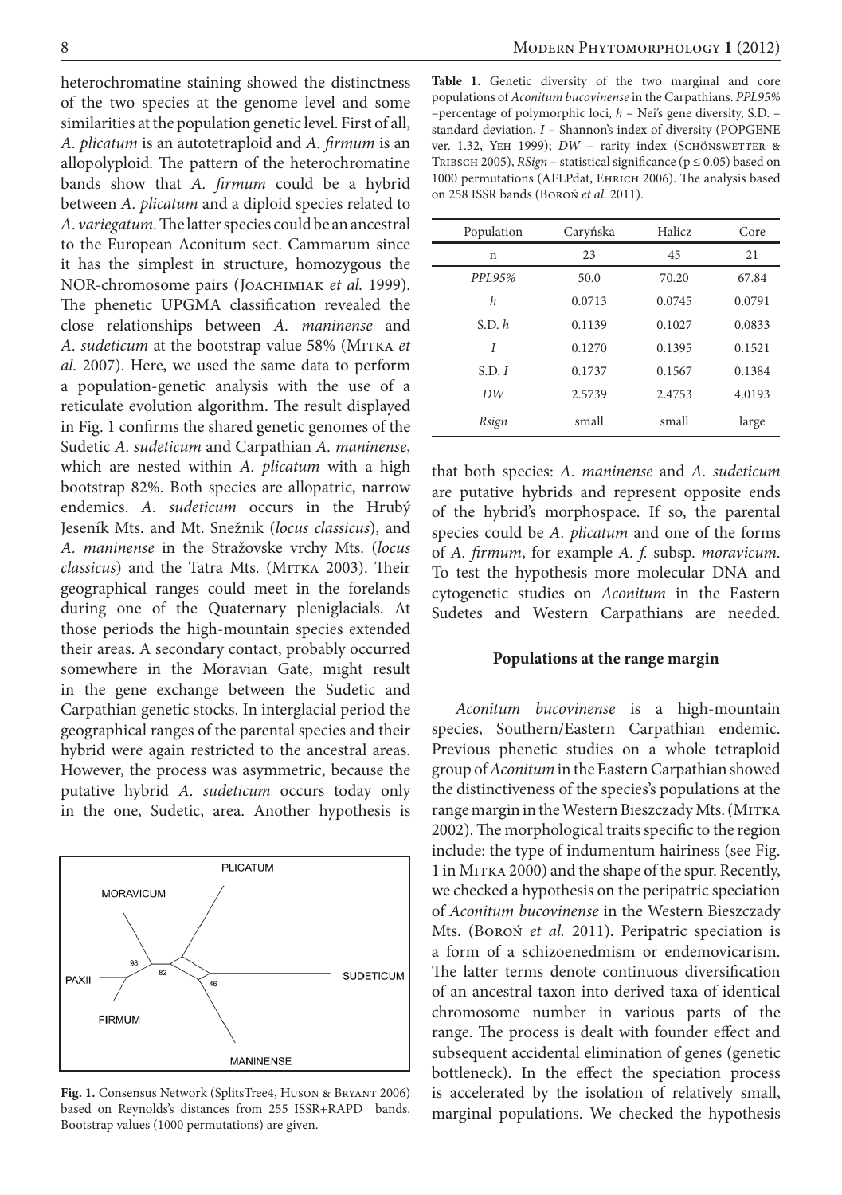heterochromatine staining showed the distinctness of the two species at the genome level and some similarities at the population genetic level. First of all, *A. plicatum* is an autotetraploid and *A. firmum* is an allopolyploid. The pattern of the heterochromatine bands show that *A. firmum* could be a hybrid between *A. plicatum* and a diploid species related to *A. variegatum*. The latter species could be an ancestral to the European Aconitum sect. Cammarum since it has the simplest in structure, homozygous the NOR-chromosome pairs (Joachimiak *et al.* 1999). The phenetic UPGMA classification revealed the close relationships between *A. maninense* and *A. sudeticum* at the bootstrap value 58% (Mitka *et al.* 2007). Here, we used the same data to perform a population-genetic analysis with the use of a reticulate evolution algorithm. The result displayed in Fig. 1 confirms the shared genetic genomes of the Sudetic *A. sudeticum* and Carpathian *A. maninense*, which are nested within *A. plicatum* with a high bootstrap 82%. Both species are allopatric, narrow endemics. *A. sudeticum* occurs in the Hrubý Jeseník Mts. and Mt. Snežnik (*locus classicus*), and *A. maninense* in the Stražovske vrchy Mts. (*locus classicus*) and the Tatra Mts. (Mitka 2003). Their geographical ranges could meet in the forelands during one of the Quaternary pleniglacials. At those periods the high-mountain species extended their areas. A secondary contact, probably occurred somewhere in the Moravian Gate, might result in the gene exchange between the Sudetic and Carpathian genetic stocks. In interglacial period the geographical ranges of the parental species and their hybrid were again restricted to the ancestral areas. However, the process was asymmetric, because the putative hybrid *A. sudeticum* occurs today only in the one, Sudetic, area. Another hypothesis is that both species: *A. maninense* and *A. sudeticum* are putative hybrids and represent opposite ends of the hybrid's morphospace. If so, the parental species could be *A. plicatum* and one of the forms of *A. firmum*, for example *A. f.* subsp. *moravicum*. To test the hypothesis more molecular DNA and cytogenetic studies on *Aconitum* in the Eastern Sudetes and Western Carpathians are needed.

**Fig. 1.** Consensus Network (SplitsTree4, Huson & Bryant 2006) based on Reynolds's distances from 255 ISSR+RAPD bands. Bootstrap values (1000 permutations) are given.

**Table 1.** Genetic diversity of the two marginal and core populations of *Aconitum bucovinense* in the Carpathians. *PPL95%* –percentage of polymorphic loci, *h* – Nei's gene diversity, S.D. – standard deviation, *I* – Shannon's index of diversity (POPGENE ver. 1.32, Yeh 1999); *DW* – rarity index (Schönswetter & Tribsch 2005), *RSign* – statistical significance ($p \leq 0.05$) based on 1000 permutations (AFLPdat, Ehrich 2006). The analysis based on 258 ISSR bands (Boroń *et al.* 2011).

| Population | Caryńska | Halicz | Core |
|---|---|---|---|
| n | 23 | 45 | 21 |
| *PPL95%* | 50.0 | 70.20 | 67.84 |
| *h* | 0.0713 | 0.0745 | 0.0791 |
| S.D. *h* | 0.1139 | 0.1027 | 0.0833 |
| *I* | 0.1270 | 0.1395 | 0.1521 |
| S.D. *I* | 0.1737 | 0.1567 | 0.1384 |
| *DW* | 2.5739 | 2.4753 | 4.0193 |
| *Rsign* | small | small | large |

## Populations at the range margin

*Aconitum bucovinense* is a high-mountain species, Southern/Eastern Carpathian endemic. Previous phenetic studies on a whole tetraploid group of *Aconitum* in the Eastern Carpathian showed the distinctiveness of the species's populations at the range margin in the Western Bieszczady Mts. (Mitka 2002). The morphological traits specific to the region include: the type of indumentum hairiness (see Fig. 1 in Mitka 2000) and the shape of the spur. Recently, we checked a hypothesis on the peripatric speciation of *Aconitum bucovinense* in the Western Bieszczady Mts. (Boroń *et al.* 2011). Peripatric speciation is a form of a schizoenedmism or endemovicarism. The latter terms denote continuous diversification of an ancestral taxon into derived taxa of identical chromosome number in various parts of the range. The process is dealt with founder effect and subsequent accidental elimination of genes (genetic bottleneck). In the effect the speciation process is accelerated by the isolation of relatively small, marginal populations. We checked the hypothesis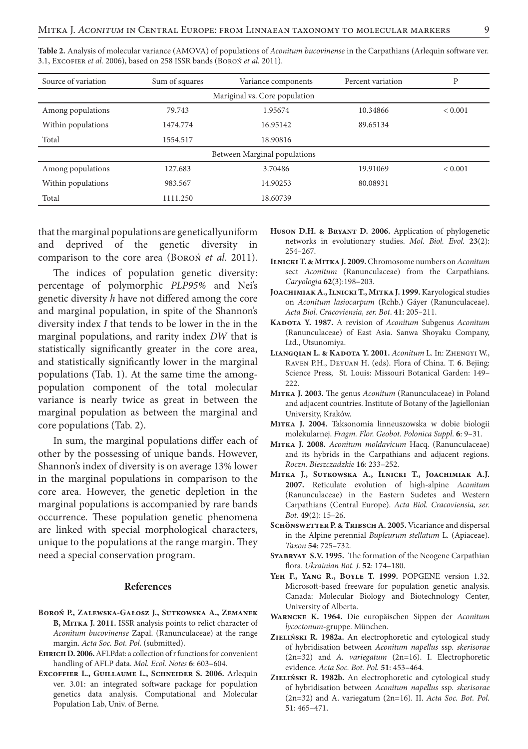**Table 2.** Analysis of molecular variance (AMOVA) of populations of *Aconitum bucovinense* in the Carpathians (Arlequin software ver. 3.1, Excofier *et al.* 2006), based on 258 ISSR bands (Boroń *et al.* 2011).

| Source of variation | Sum of squares | Variance components | Percent variation | P |
|---|---|---|---|---|
| | | Mariginal vs. Core population | | |
| Among populations | 79.743 | 1.95674 | 10.34866 | < 0.001 |
| Within populations | 1474.774 | 16.95142 | 89.65134 | |
| Total | 1554.517 | 18.90816 | | |
| | | Between Marginal populations | | |
| Among populations | 127.683 | 3.70486 | 19.91069 | < 0.001 |
| Within populations | 983.567 | 14.90253 | 80.08931 | |
| Total | 1111.250 | 18.60739 | | |

that the marginal populations are geneticallyuniform and deprived of the genetic diversity in comparison to the core area (Boroń *et al.* 2011).

The indices of population genetic diversity: percentage of polymorphic *PLP95%* and Nei's genetic diversity *h* have not differed among the core and marginal population, in spite of the Shannon's diversity index *I* that tends to be lower in the in the marginal populations, and rarity index *DW* that is statistically significantly greater in the core area, and statistically significantly lower in the marginal populations (Tab. 1). At the same time the among-population component of the total molecular variance is nearly twice as great in between the marginal population as between the marginal and core populations (Tab. 2).

In sum, the marginal populations differ each of other by the possessing of unique bands. However, Shannon's index of diversity is on average 13% lower in the marginal populations in comparison to the core area. However, the genetic depletion in the marginal populations is accompanied by rare bands occurrence. These population genetic phenomena are linked with special morphological characters, unique to the populations at the range margin. They need a special conservation program.

## References

**Boroń P., Zalewska-Gałosz J., Sutkowska A., Zemanek B, Mitka J. 2011.** ISSR analysis points to relict character of *Aconitum bucovinense* Zapał. (Ranunculaceae) at the range margin. *Acta Soc. Bot. Pol.* (submitted).

**Ehrich D. 2006.** AFLPdat: a collection of r functions for convenient handling of AFLP data. *Mol. Ecol. Notes* **6**: 603–604.

**Excoffier L., Guillaume L., Schneider S. 2006.** Arlequin ver. 3.01: an integrated software package for population genetics data analysis. Computational and Molecular Population Lab, Univ. of Berne.

**Huson D.H. & Bryant D. 2006.** Application of phylogenetic networks in evolutionary studies. *Mol. Biol. Evol.* **23**(2): 254–267.

**Ilnicki T. & Mitka J. 2009.** Chromosome numbers on *Aconitum* sect *Aconitum* (Ranunculaceae) from the Carpathians. *Caryologia* **62**(3):198–203.

**Joachimiak A., Ilnicki T., Mitka J. 1999.** Karyological studies on *Aconitum lasiocarpum* (Rchb.) Gáyer (Ranunculaceae). *Acta Biol. Cracoviensia, ser. Bot.* **41**: 205–211.

**Kadota Y. 1987.** A revision of *Aconitum* Subgenus *Aconitum* (Ranunculaceae) of East Asia. Sanwa Shoyaku Company, Ltd., Utsunomiya.

**Liangqian L. & Kadota Y. 2001.** *Aconitum* L. In: Zhengyi W., Raven P.H., Deyuan H. (eds). Flora of China. T. **6**. Bejing: Science Press, St. Louis: Missouri Botanical Garden: 149–222.

**Mitka J. 2003.** The genus *Aconitum* (Ranunculaceae) in Poland and adjacent countries. Institute of Botany of the Jagiellonian University, Kraków.

**Mitka J. 2004.** Taksonomia linneuszowska w dobie biologii molekularnej. *Fragm. Flor. Geobot. Polonica Suppl.* **6**: 9–31.

**Mitka J. 2008.** *Aconitum moldavicum* Hacq. (Ranunculaceae) and its hybrids in the Carpathians and adjacent regions. *Roczn. Bieszczadzkie* **16**: 233–252.

**Mitka J., Sutkowska A., Ilnicki T., Joachimiak A.J. 2007.** Reticulate evolution of high-alpine *Aconitum* (Ranunculaceae) in the Eastern Sudetes and Western Carpathians (Central Europe). *Acta Biol. Cracoviensia, ser. Bot.* **49**(2): 15–26.

**Schönswetter P. & Tribsch A. 2005.** Vicariance and dispersal in the Alpine perennial *Bupleurum stellatum* L. (Apiaceae). *Taxon* **54**: 725–732.

**Syabryay S.V. 1995.** The formation of the Neogene Carpathian flora. *Ukrainian Bot. J.* **52**: 174–180.

**Yeh F., Yang R., Boyle T. 1999.** POPGENE version 1.32. Microsoft-based freeware for population genetic analysis. Canada: Molecular Biology and Biotechnology Center, University of Alberta.

**Warncke K. 1964.** Die europäischen Sippen der *Aconitum lycoctonum*-gruppe. München.

**Zieliński R. 1982a.** An electrophoretic and cytological study of hybridisation between *Aconitum napellus* ssp. *skerisorae* (2n=32) and *A. variegatum* (2n=16). I. Electrophoretic evidence. *Acta Soc. Bot. Pol.* **51**: 453–464.

**Zieliński R. 1982b.** An electrophoretic and cytological study of hybridisation between *Aconitum napellus* ssp. *skerisorae* (2n=32) and A. variegatum (2n=16). II. *Acta Soc. Bot. Pol.* **51**: 465–471.